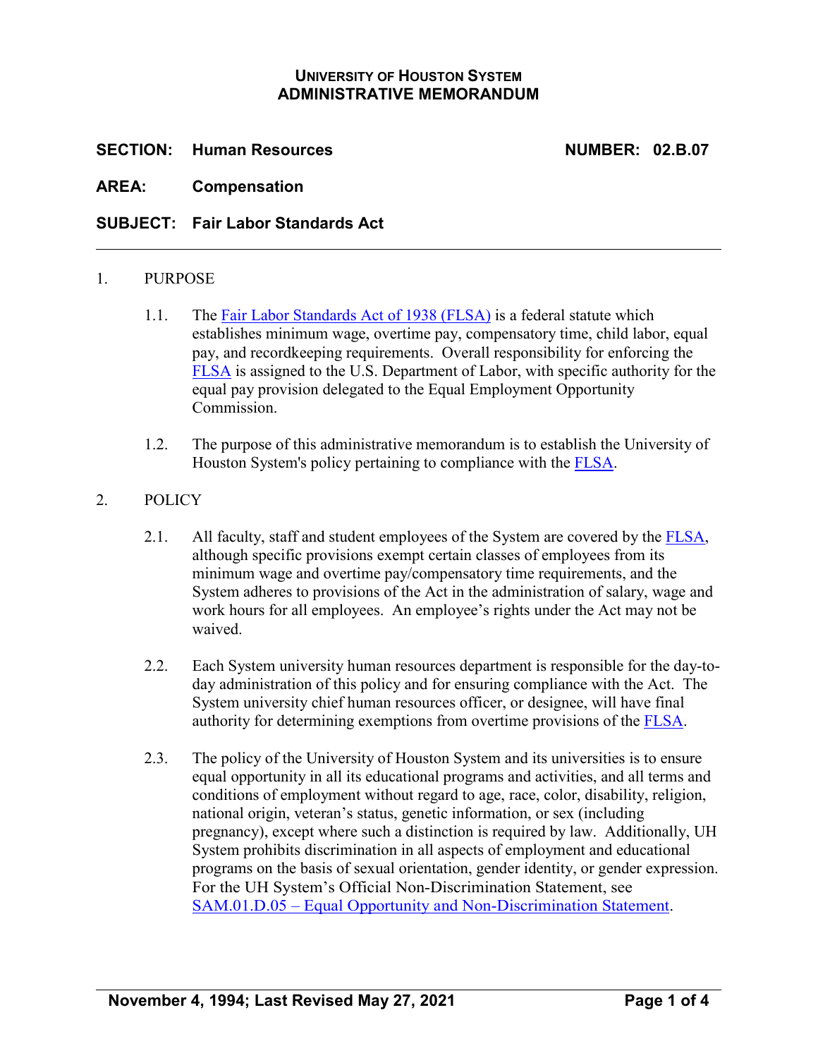**UNIVERSITY OF HOUSTON SYSTEM**
**ADMINISTRATIVE MEMORANDUM**

**SECTION:** **Human Resources** **NUMBER: 02.B.07**

**AREA:** **Compensation**

**SUBJECT:** **Fair Labor Standards Act**

---

1. PURPOSE

   1.1. The Fair Labor Standards Act of 1938 (FLSA) is a federal statute which establishes minimum wage, overtime pay, compensatory time, child labor, equal pay, and recordkeeping requirements. Overall responsibility for enforcing the FLSA is assigned to the U.S. Department of Labor, with specific authority for the equal pay provision delegated to the Equal Employment Opportunity Commission.

   1.2. The purpose of this administrative memorandum is to establish the University of Houston System's policy pertaining to compliance with the FLSA.

2. POLICY

   2.1. All faculty, staff and student employees of the System are covered by the FLSA, although specific provisions exempt certain classes of employees from its minimum wage and overtime pay/compensatory time requirements, and the System adheres to provisions of the Act in the administration of salary, wage and work hours for all employees. An employee's rights under the Act may not be waived.

   2.2. Each System university human resources department is responsible for the day-to-day administration of this policy and for ensuring compliance with the Act. The System university chief human resources officer, or designee, will have final authority for determining exemptions from overtime provisions of the FLSA.

   2.3. The policy of the University of Houston System and its universities is to ensure equal opportunity in all its educational programs and activities, and all terms and conditions of employment without regard to age, race, color, disability, religion, national origin, veteran's status, genetic information, or sex (including pregnancy), except where such a distinction is required by law. Additionally, UH System prohibits discrimination in all aspects of employment and educational programs on the basis of sexual orientation, gender identity, or gender expression. For the UH System's Official Non-Discrimination Statement, see SAM.01.D.05 – Equal Opportunity and Non-Discrimination Statement.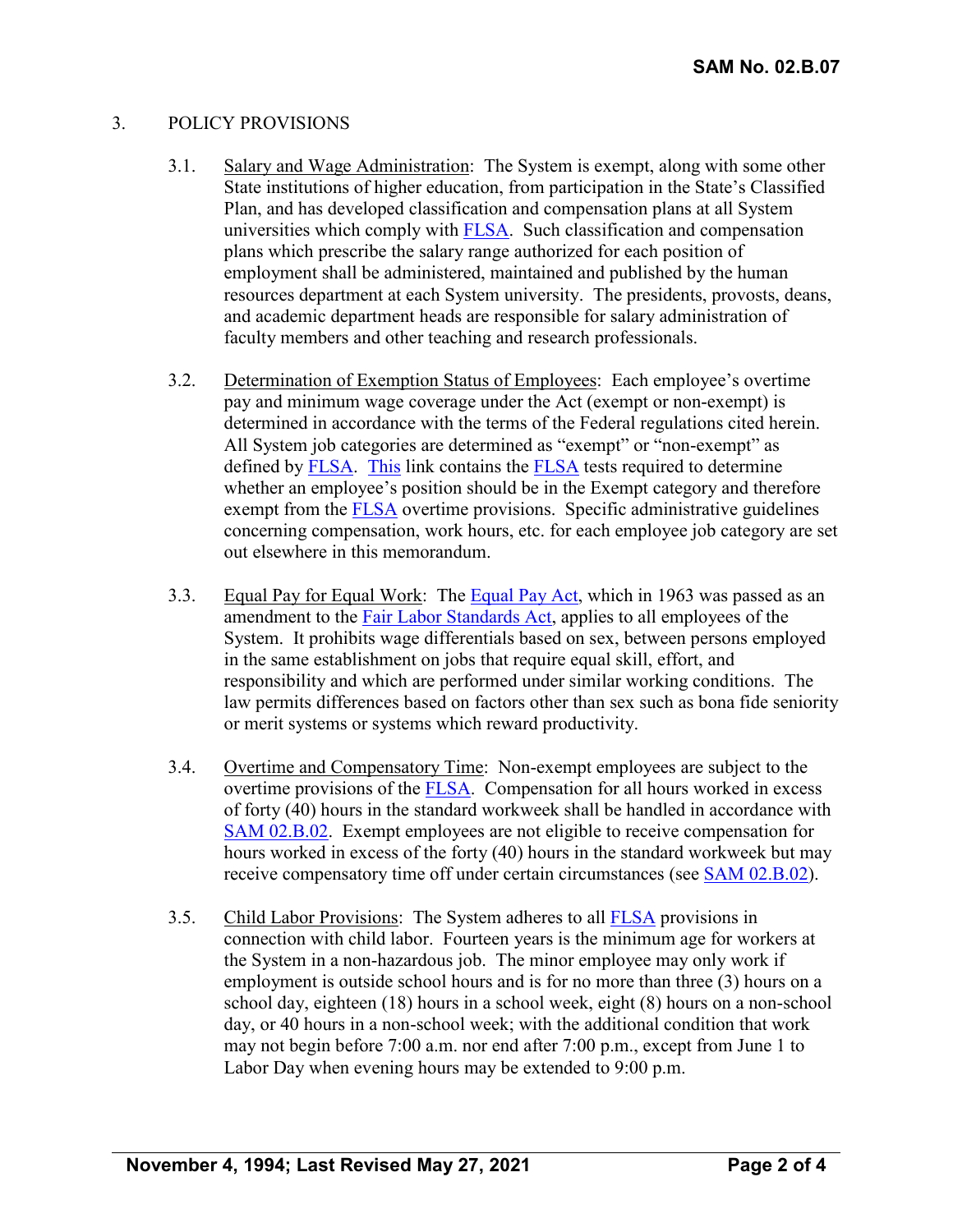## 3. POLICY PROVISIONS

3.1. Salary and Wage Administration: The System is exempt, along with some other State institutions of higher education, from participation in the State's Classified Plan, and has developed classification and compensation plans at all System universities which comply with FLSA. Such classification and compensation plans which prescribe the salary range authorized for each position of employment shall be administered, maintained and published by the human resources department at each System university. The presidents, provosts, deans, and academic department heads are responsible for salary administration of faculty members and other teaching and research professionals.

3.2. Determination of Exemption Status of Employees: Each employee's overtime pay and minimum wage coverage under the Act (exempt or non-exempt) is determined in accordance with the terms of the Federal regulations cited herein. All System job categories are determined as "exempt" or "non-exempt" as defined by FLSA. This link contains the FLSA tests required to determine whether an employee's position should be in the Exempt category and therefore exempt from the FLSA overtime provisions. Specific administrative guidelines concerning compensation, work hours, etc. for each employee job category are set out elsewhere in this memorandum.

3.3. Equal Pay for Equal Work: The Equal Pay Act, which in 1963 was passed as an amendment to the Fair Labor Standards Act, applies to all employees of the System. It prohibits wage differentials based on sex, between persons employed in the same establishment on jobs that require equal skill, effort, and responsibility and which are performed under similar working conditions. The law permits differences based on factors other than sex such as bona fide seniority or merit systems or systems which reward productivity.

3.4. Overtime and Compensatory Time: Non-exempt employees are subject to the overtime provisions of the FLSA. Compensation for all hours worked in excess of forty (40) hours in the standard workweek shall be handled in accordance with SAM 02.B.02. Exempt employees are not eligible to receive compensation for hours worked in excess of the forty (40) hours in the standard workweek but may receive compensatory time off under certain circumstances (see SAM 02.B.02).

3.5. Child Labor Provisions: The System adheres to all FLSA provisions in connection with child labor. Fourteen years is the minimum age for workers at the System in a non-hazardous job. The minor employee may only work if employment is outside school hours and is for no more than three (3) hours on a school day, eighteen (18) hours in a school week, eight (8) hours on a non-school day, or 40 hours in a non-school week; with the additional condition that work may not begin before 7:00 a.m. nor end after 7:00 p.m., except from June 1 to Labor Day when evening hours may be extended to 9:00 p.m.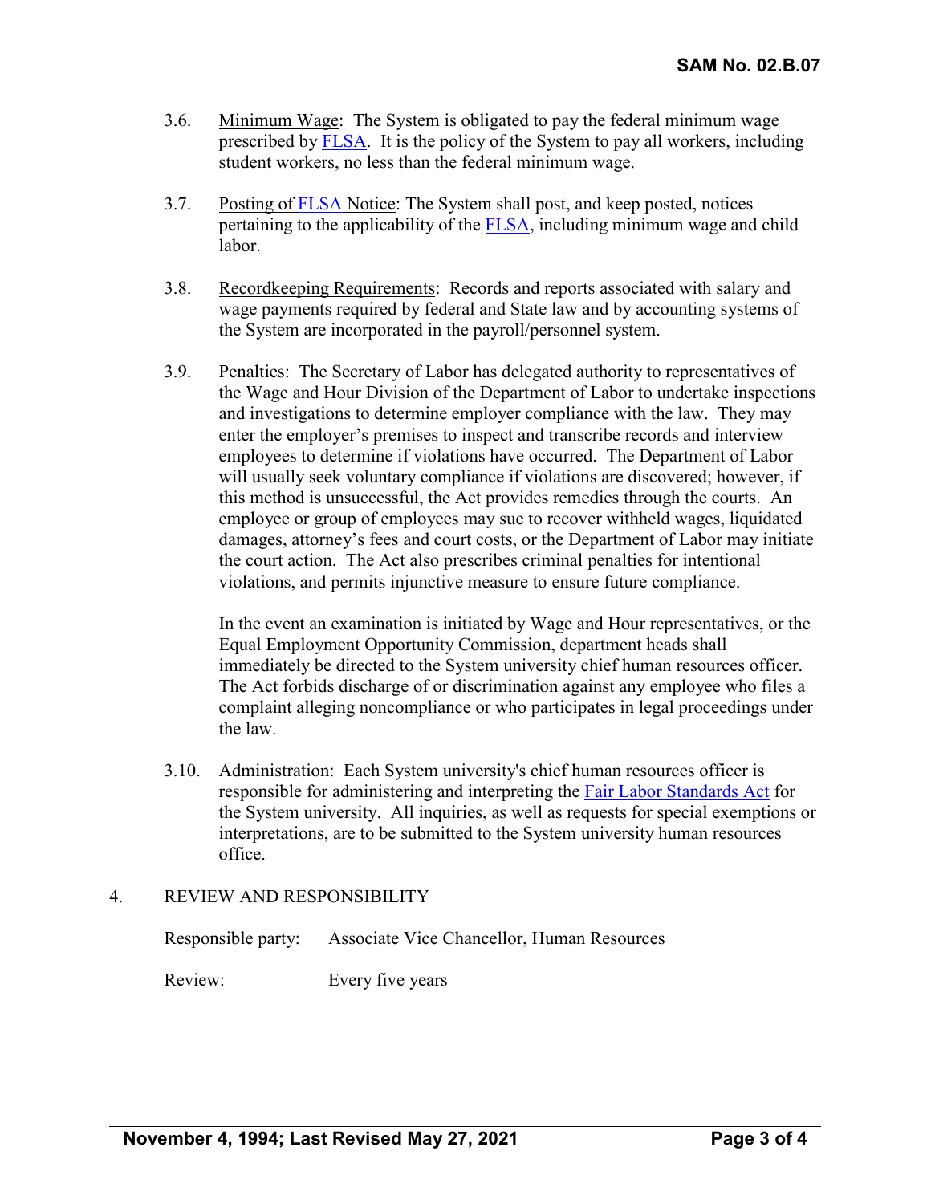3.6. Minimum Wage: The System is obligated to pay the federal minimum wage prescribed by FLSA. It is the policy of the System to pay all workers, including student workers, no less than the federal minimum wage.

3.7. Posting of FLSA Notice: The System shall post, and keep posted, notices pertaining to the applicability of the FLSA, including minimum wage and child labor.

3.8. Recordkeeping Requirements: Records and reports associated with salary and wage payments required by federal and State law and by accounting systems of the System are incorporated in the payroll/personnel system.

3.9. Penalties: The Secretary of Labor has delegated authority to representatives of the Wage and Hour Division of the Department of Labor to undertake inspections and investigations to determine employer compliance with the law. They may enter the employer's premises to inspect and transcribe records and interview employees to determine if violations have occurred. The Department of Labor will usually seek voluntary compliance if violations are discovered; however, if this method is unsuccessful, the Act provides remedies through the courts. An employee or group of employees may sue to recover withheld wages, liquidated damages, attorney's fees and court costs, or the Department of Labor may initiate the court action. The Act also prescribes criminal penalties for intentional violations, and permits injunctive measure to ensure future compliance.

In the event an examination is initiated by Wage and Hour representatives, or the Equal Employment Opportunity Commission, department heads shall immediately be directed to the System university chief human resources officer. The Act forbids discharge of or discrimination against any employee who files a complaint alleging noncompliance or who participates in legal proceedings under the law.

3.10. Administration: Each System university's chief human resources officer is responsible for administering and interpreting the Fair Labor Standards Act for the System university. All inquiries, as well as requests for special exemptions or interpretations, are to be submitted to the System university human resources office.

## 4. REVIEW AND RESPONSIBILITY

Responsible party: Associate Vice Chancellor, Human Resources

Review: Every five years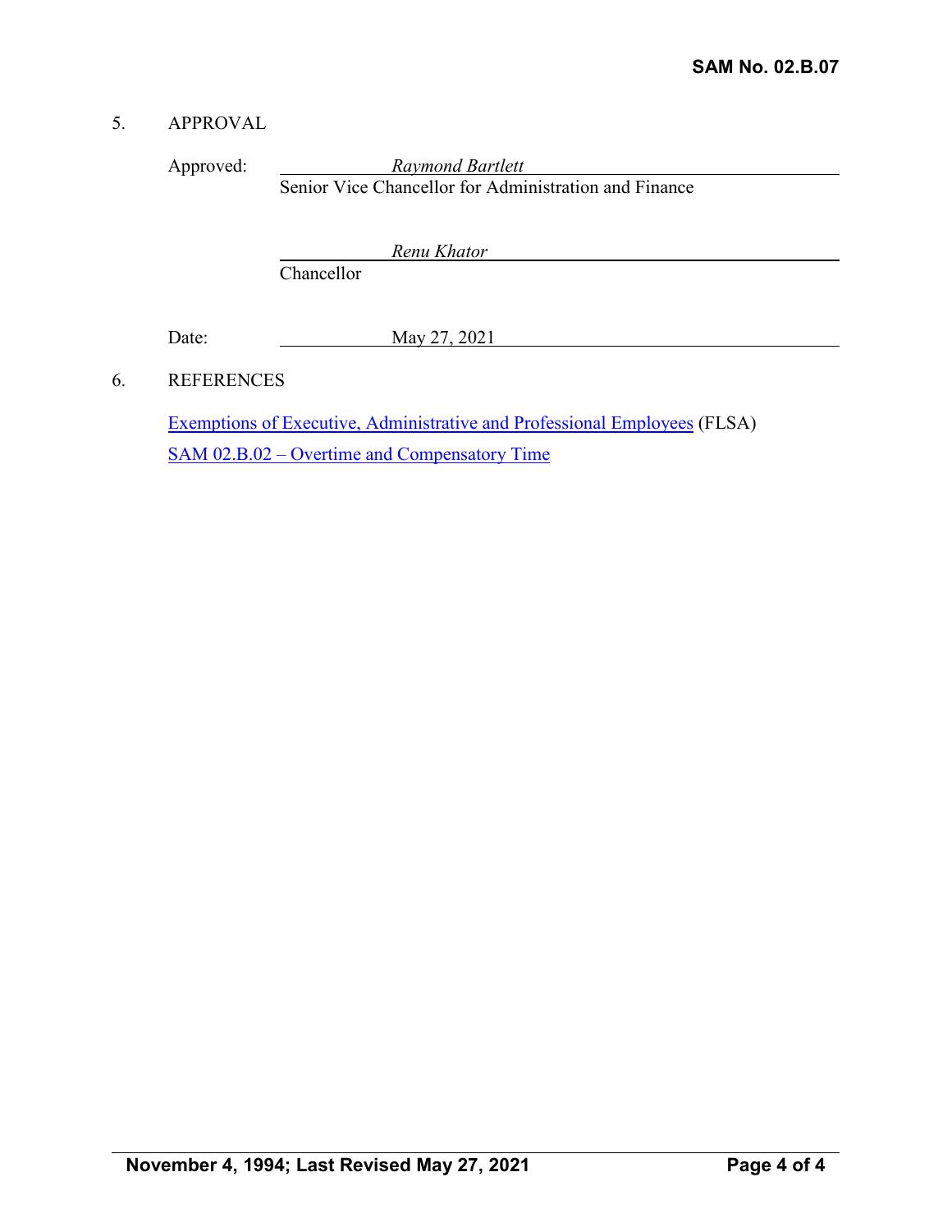5. APPROVAL

Approved: *Raymond Bartlett*
Senior Vice Chancellor for Administration and Finance

*Renu Khator*
Chancellor

Date: May 27, 2021

6. REFERENCES

Exemptions of Executive, Administrative and Professional Employees (FLSA)

SAM 02.B.02 – Overtime and Compensatory Time